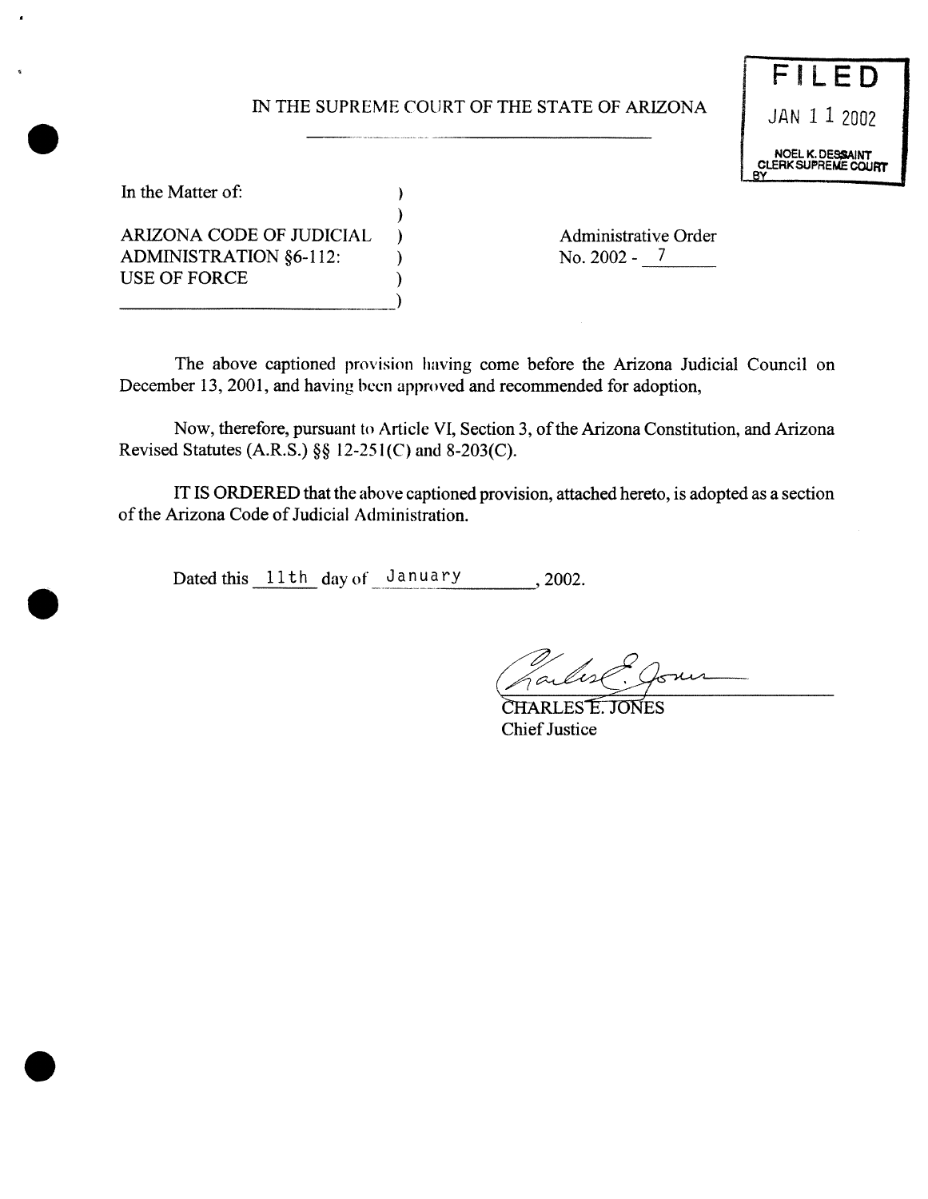IN THE SUPREME COURT OF THE STATE OF ARIZONA

**FILED**
JAN 11 2002
NOEL K. DESSAINT
CLERK SUPREME COURT
BY

In the Matter of:

ARIZONA CODE OF JUDICIAL ADMINISTRATION §6-112: USE OF FORCE

Administrative Order No. 2002 - 7

The above captioned provision having come before the Arizona Judicial Council on December 13, 2001, and having been approved and recommended for adoption,

Now, therefore, pursuant to Article VI, Section 3, of the Arizona Constitution, and Arizona Revised Statutes (A.R.S.) §§ 12-251(C) and 8-203(C).

IT IS ORDERED that the above captioned provision, attached hereto, is adopted as a section of the Arizona Code of Judicial Administration.

Dated this 11th day of January, 2002.

CHARLES E. JONES
Chief Justice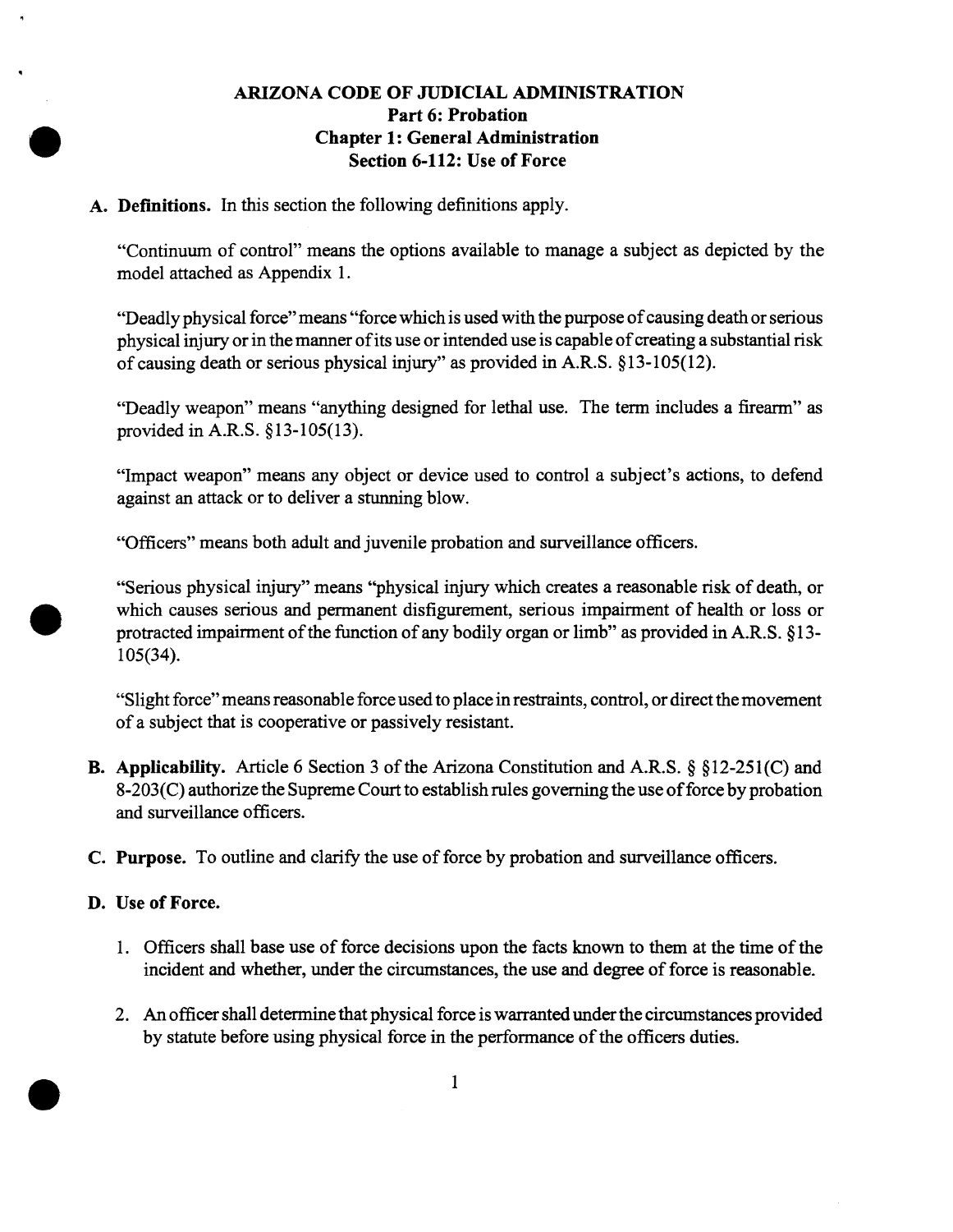# ARIZONA CODE OF JUDICIAL ADMINISTRATION
## Part 6: Probation
## Chapter 1: General Administration
## Section 6-112: Use of Force

**A. Definitions.** In this section the following definitions apply.

"Continuum of control" means the options available to manage a subject as depicted by the model attached as Appendix 1.

"Deadly physical force" means "force which is used with the purpose of causing death or serious physical injury or in the manner of its use or intended use is capable of creating a substantial risk of causing death or serious physical injury" as provided in A.R.S. §13-105(12).

"Deadly weapon" means "anything designed for lethal use. The term includes a firearm" as provided in A.R.S. §13-105(13).

"Impact weapon" means any object or device used to control a subject's actions, to defend against an attack or to deliver a stunning blow.

"Officers" means both adult and juvenile probation and surveillance officers.

"Serious physical injury" means "physical injury which creates a reasonable risk of death, or which causes serious and permanent disfigurement, serious impairment of health or loss or protracted impairment of the function of any bodily organ or limb" as provided in A.R.S. §13-105(34).

"Slight force" means reasonable force used to place in restraints, control, or direct the movement of a subject that is cooperative or passively resistant.

**B. Applicability.** Article 6 Section 3 of the Arizona Constitution and A.R.S. § §12-251(C) and 8-203(C) authorize the Supreme Court to establish rules governing the use of force by probation and surveillance officers.

**C. Purpose.** To outline and clarify the use of force by probation and surveillance officers.

**D. Use of Force.**

1. Officers shall base use of force decisions upon the facts known to them at the time of the incident and whether, under the circumstances, the use and degree of force is reasonable.

2. An officer shall determine that physical force is warranted under the circumstances provided by statute before using physical force in the performance of the officers duties.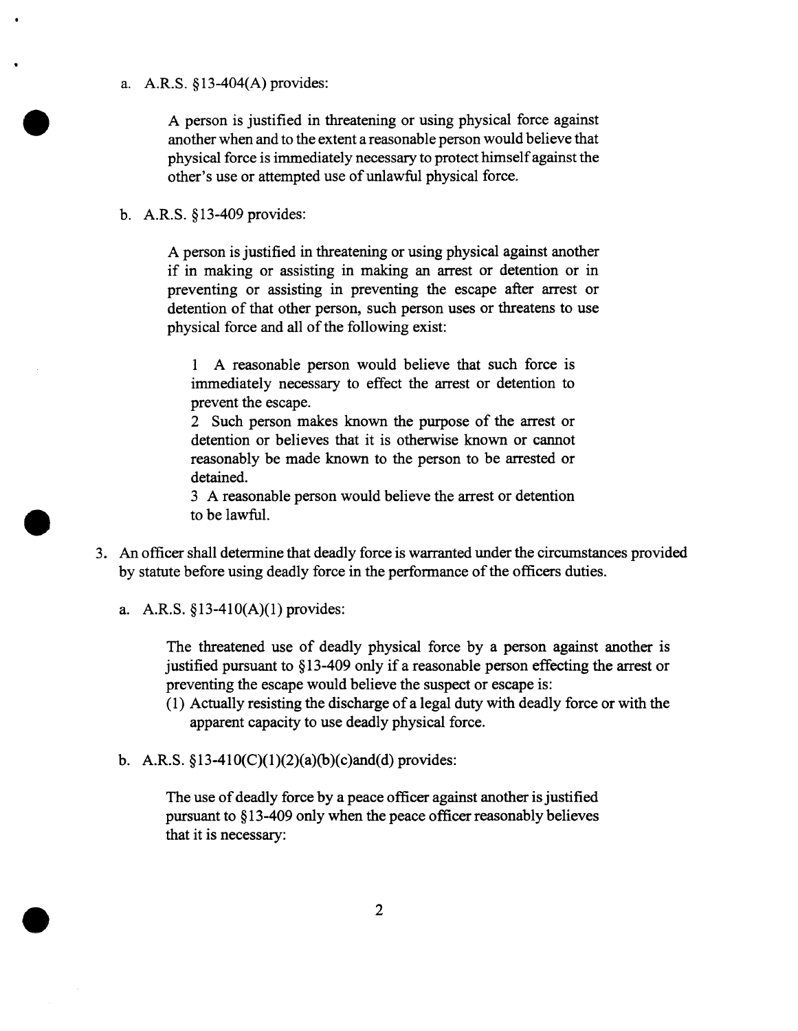a. A.R.S. §13-404(A) provides:

> A person is justified in threatening or using physical force against another when and to the extent a reasonable person would believe that physical force is immediately necessary to protect himself against the other's use or attempted use of unlawful physical force.

b. A.R.S. §13-409 provides:

> A person is justified in threatening or using physical against another if in making or assisting in making an arrest or detention or in preventing or assisting in preventing the escape after arrest or detention of that other person, such person uses or threatens to use physical force and all of the following exist:
>
> 1 A reasonable person would believe that such force is immediately necessary to effect the arrest or detention to prevent the escape.
> 2 Such person makes known the purpose of the arrest or detention or believes that it is otherwise known or cannot reasonably be made known to the person to be arrested or detained.
> 3 A reasonable person would believe the arrest or detention to be lawful.

3. An officer shall determine that deadly force is warranted under the circumstances provided by statute before using deadly force in the performance of the officers duties.

a. A.R.S. §13-410(A)(1) provides:

> The threatened use of deadly physical force by a person against another is justified pursuant to §13-409 only if a reasonable person effecting the arrest or preventing the escape would believe the suspect or escape is:
> (1) Actually resisting the discharge of a legal duty with deadly force or with the apparent capacity to use deadly physical force.

b. A.R.S. §13-410(C)(1)(2)(a)(b)(c)and(d) provides:

> The use of deadly force by a peace officer against another is justified pursuant to §13-409 only when the peace officer reasonably believes that it is necessary: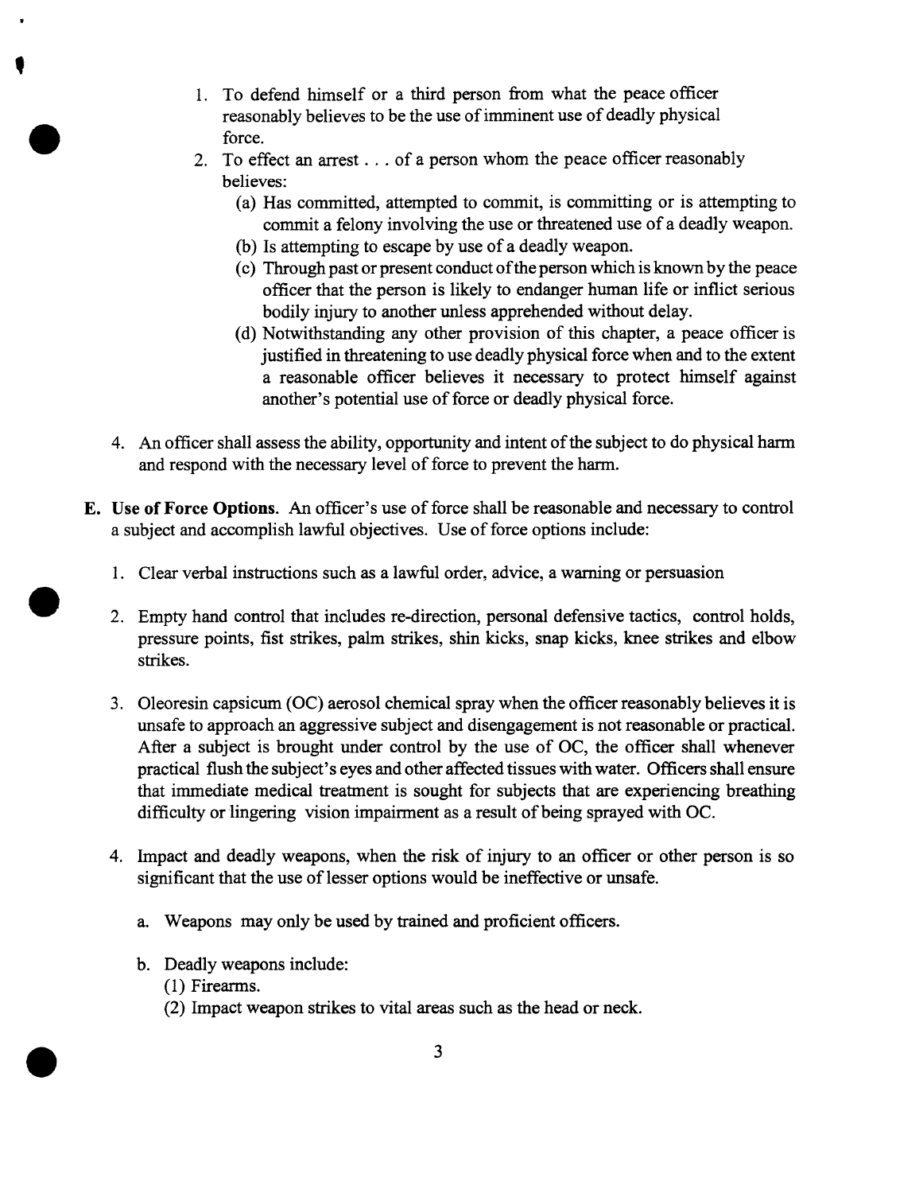1. To defend himself or a third person from what the peace officer reasonably believes to be the use of imminent use of deadly physical force.
2. To effect an arrest . . . of a person whom the peace officer reasonably believes:
   - (a) Has committed, attempted to commit, is committing or is attempting to commit a felony involving the use or threatened use of a deadly weapon.
   - (b) Is attempting to escape by use of a deadly weapon.
   - (c) Through past or present conduct of the person which is known by the peace officer that the person is likely to endanger human life or inflict serious bodily injury to another unless apprehended without delay.
   - (d) Notwithstanding any other provision of this chapter, a peace officer is justified in threatening to use deadly physical force when and to the extent a reasonable officer believes it necessary to protect himself against another's potential use of force or deadly physical force.

4. An officer shall assess the ability, opportunity and intent of the subject to do physical harm and respond with the necessary level of force to prevent the harm.

**E. Use of Force Options.** An officer's use of force shall be reasonable and necessary to control a subject and accomplish lawful objectives. Use of force options include:

1. Clear verbal instructions such as a lawful order, advice, a warning or persuasion

2. Empty hand control that includes re-direction, personal defensive tactics, control holds, pressure points, fist strikes, palm strikes, shin kicks, snap kicks, knee strikes and elbow strikes.

3. Oleoresin capsicum (OC) aerosol chemical spray when the officer reasonably believes it is unsafe to approach an aggressive subject and disengagement is not reasonable or practical. After a subject is brought under control by the use of OC, the officer shall whenever practical flush the subject's eyes and other affected tissues with water. Officers shall ensure that immediate medical treatment is sought for subjects that are experiencing breathing difficulty or lingering vision impairment as a result of being sprayed with OC.

4. Impact and deadly weapons, when the risk of injury to an officer or other person is so significant that the use of lesser options would be ineffective or unsafe.

   a. Weapons may only be used by trained and proficient officers.

   b. Deadly weapons include:
      - (1) Firearms.
      - (2) Impact weapon strikes to vital areas such as the head or neck.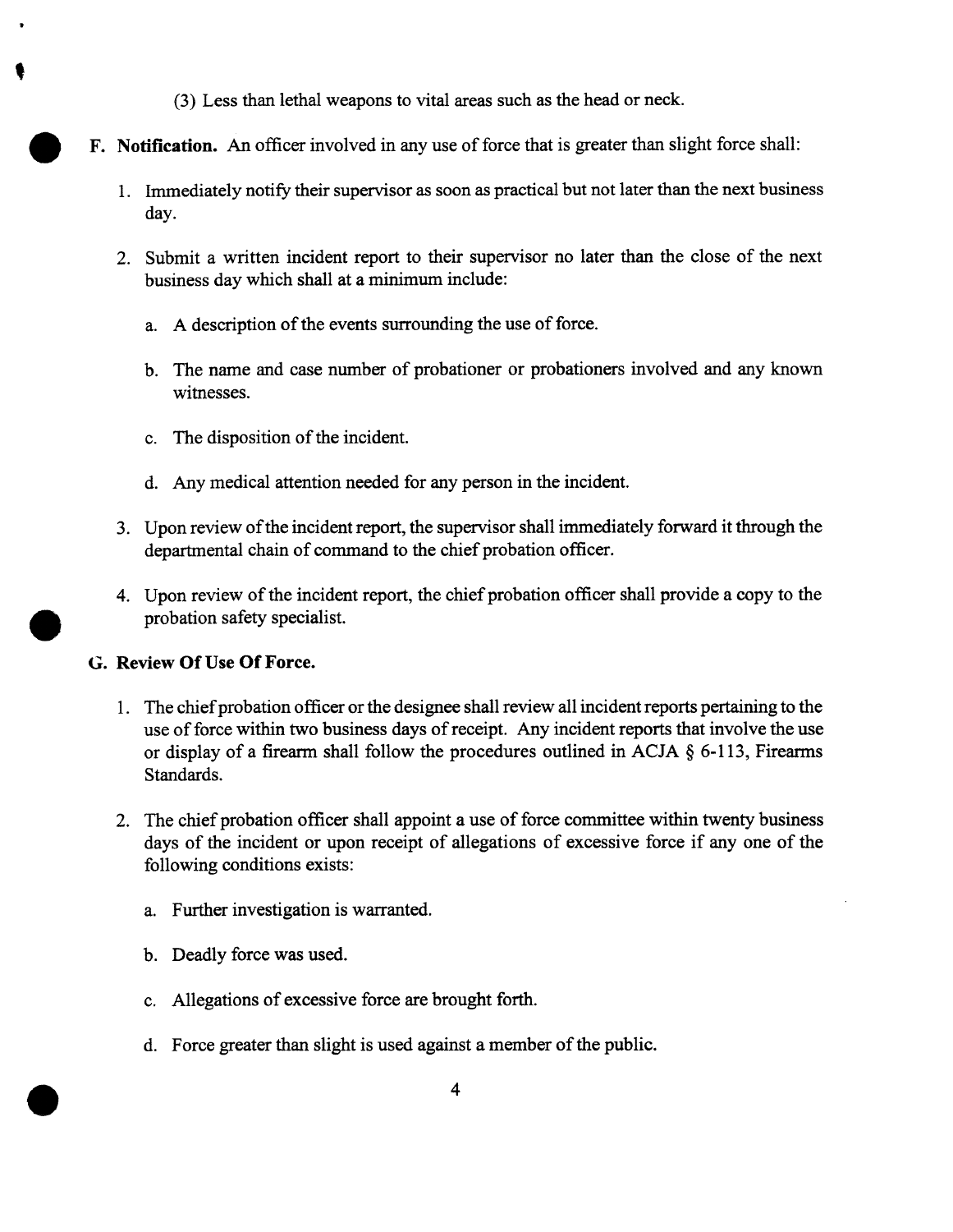(3) Less than lethal weapons to vital areas such as the head or neck.

**F. Notification.** An officer involved in any use of force that is greater than slight force shall:

1. Immediately notify their supervisor as soon as practical but not later than the next business day.

2. Submit a written incident report to their supervisor no later than the close of the next business day which shall at a minimum include:

   a. A description of the events surrounding the use of force.

   b. The name and case number of probationer or probationers involved and any known witnesses.

   c. The disposition of the incident.

   d. Any medical attention needed for any person in the incident.

3. Upon review of the incident report, the supervisor shall immediately forward it through the departmental chain of command to the chief probation officer.

4. Upon review of the incident report, the chief probation officer shall provide a copy to the probation safety specialist.

**G. Review Of Use Of Force.**

1. The chief probation officer or the designee shall review all incident reports pertaining to the use of force within two business days of receipt. Any incident reports that involve the use or display of a firearm shall follow the procedures outlined in ACJA § 6-113, Firearms Standards.

2. The chief probation officer shall appoint a use of force committee within twenty business days of the incident or upon receipt of allegations of excessive force if any one of the following conditions exists:

   a. Further investigation is warranted.

   b. Deadly force was used.

   c. Allegations of excessive force are brought forth.

   d. Force greater than slight is used against a member of the public.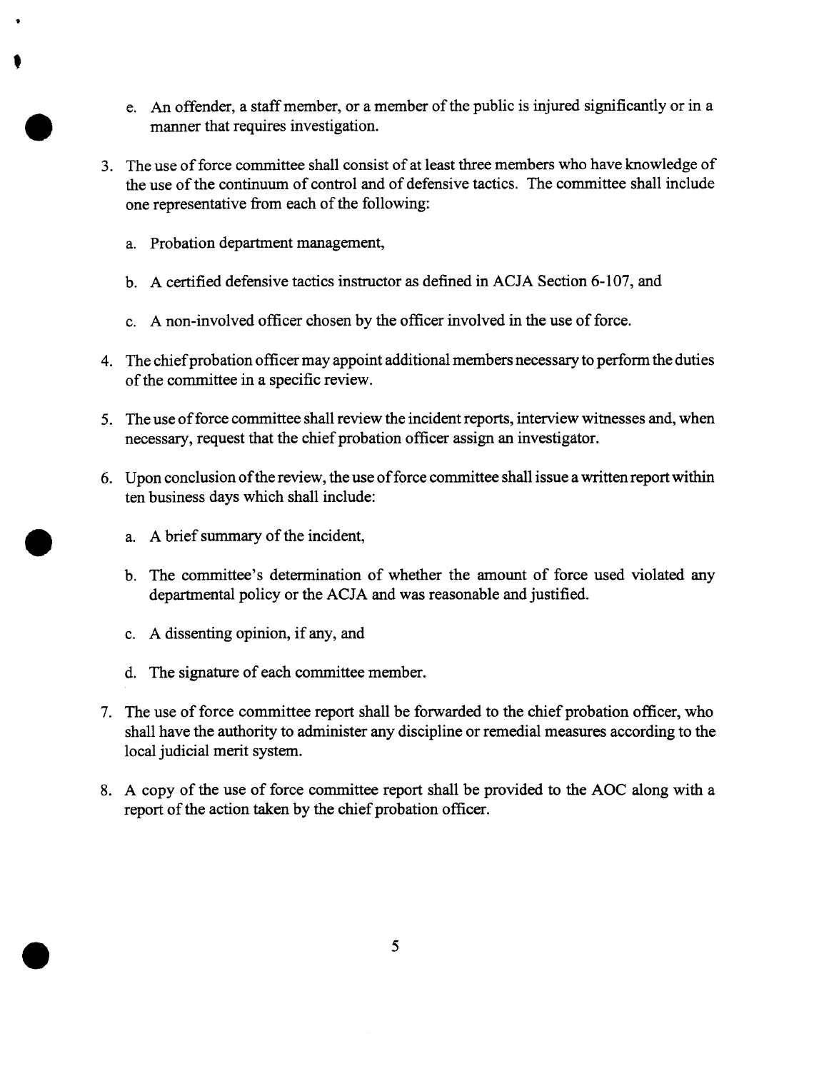e. An offender, a staff member, or a member of the public is injured significantly or in a manner that requires investigation.

3. The use of force committee shall consist of at least three members who have knowledge of the use of the continuum of control and of defensive tactics. The committee shall include one representative from each of the following:

   a. Probation department management,

   b. A certified defensive tactics instructor as defined in ACJA Section 6-107, and

   c. A non-involved officer chosen by the officer involved in the use of force.

4. The chief probation officer may appoint additional members necessary to perform the duties of the committee in a specific review.

5. The use of force committee shall review the incident reports, interview witnesses and, when necessary, request that the chief probation officer assign an investigator.

6. Upon conclusion of the review, the use of force committee shall issue a written report within ten business days which shall include:

   a. A brief summary of the incident,

   b. The committee's determination of whether the amount of force used violated any departmental policy or the ACJA and was reasonable and justified.

   c. A dissenting opinion, if any, and

   d. The signature of each committee member.

7. The use of force committee report shall be forwarded to the chief probation officer, who shall have the authority to administer any discipline or remedial measures according to the local judicial merit system.

8. A copy of the use of force committee report shall be provided to the AOC along with a report of the action taken by the chief probation officer.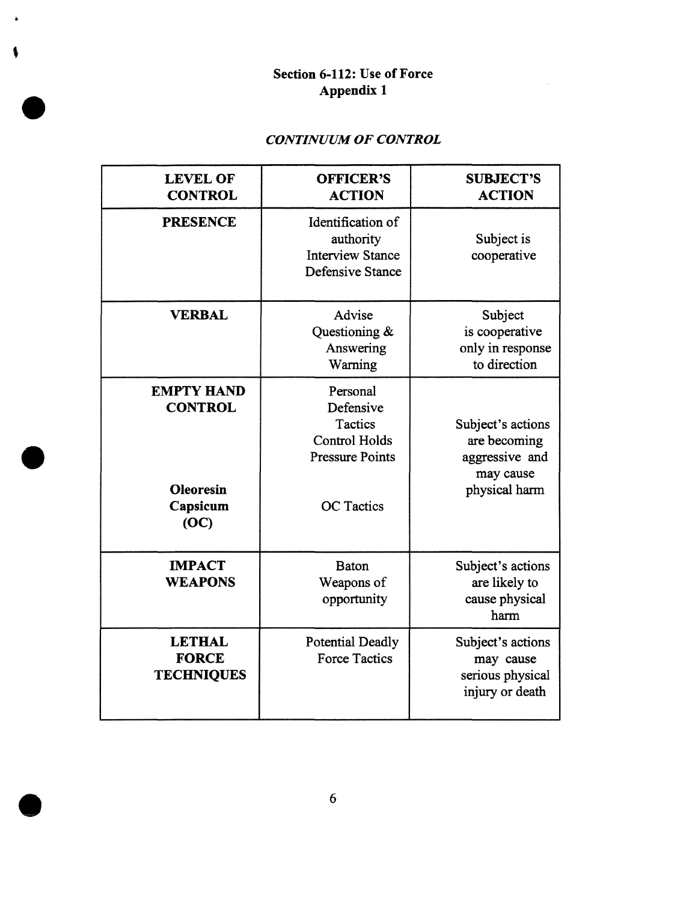## Section 6-112: Use of Force
## Appendix 1

### *CONTINUUM OF CONTROL*

| LEVEL OF CONTROL | OFFICER'S ACTION | SUBJECT'S ACTION |
|---|---|---|
| **PRESENCE** | Identification of authority<br>Interview Stance<br>Defensive Stance | Subject is cooperative |
| **VERBAL** | Advise<br>Questioning & Answering<br>Warning | Subject is cooperative only in response to direction |
| **EMPTY HAND CONTROL**<br><br>**Oleoresin Capsicum (OC)** | Personal Defensive Tactics<br>Control Holds<br>Pressure Points<br><br>OC Tactics | Subject's actions are becoming aggressive and may cause physical harm |
| **IMPACT WEAPONS** | Baton<br>Weapons of opportunity | Subject's actions are likely to cause physical harm |
| **LETHAL FORCE TECHNIQUES** | Potential Deadly Force Tactics | Subject's actions may cause serious physical injury or death |